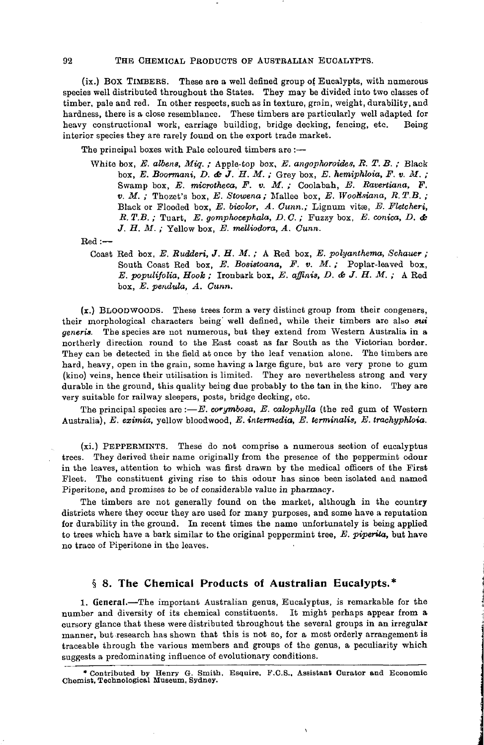(ix.) BOX TIMBERS. These are a well defined group of Eucalypts, with numerous species well distributed throughout the States. They may be divided into two classes of timber, pale and red. In other respects, such as in texture, grain, weight, durability, and hardness, there is a close resemblance. These timbers are particularly well adapted for heavy constructional work, carriage building, bridge decking, fencing, etc. Being interior species they are rarely found on the export trade market.

The principal boxes with Pale coloured timbers are :—

> White box, *E. albens, Miq.* ; Apple-top box, *E. angophoroides, R. T. B.* ; Black box, *E. Boormani, D. & J. H. M.* ; Grey box, *E. hemiphloia, F. v. M.* ; Swamp box, *E. microtheca, F. v. M.* ; Coolabah, *E. Ravertiana, F. v. M.* ; Thozet's box, *E. Stowena* ; Mallee box, *E. Woollsiana, R. T. B.* ; Black or Flooded box, *E. bicolor, A. Cunn.*; Lignum vitæ, *E. Fletcheri, R. T. B.* ; Tuart, *E. gomphocephala, D. C.* ; Fuzzy box, *E. conica, D. & J. H. M.* ; Yellow box, *E. melliodora, A. Cunn.*

Red :—

> Coast Red box, *E. Rudderi, J. H. M.* ; A Red box, *E. polyanthema, Schauer* ; South Coast Red box, *E. Bosistoana, F. v. M.* ; Poplar-leaved box, *E. populifolia, Hook* ; Ironbark box, *E. affinis, D. & J. H. M.* ; A Red box, *E. pendula, A. Cunn.*

(x.) BLOODWOODS. These trees form a very distinct group from their congeners, their morphological characters being well defined, while their timbers are also *sui generis*. The species are not numerous, but they extend from Western Australia in a northerly direction round to the East coast as far South as the Victorian border. They can be detected in the field at once by the leaf venation alone. The timbers are hard, heavy, open in the grain, some having a large figure, but are very prone to gum (kino) veins, hence their utilisation is limited. They are nevertheless strong and very durable in the ground, this quality being due probably to the tan in the kino. They are very suitable for railway sleepers, posts, bridge decking, etc.

The principal species are :—*E. corymbosa*, *E. calophylla* (the red gum of Western Australia), *E. eximia*, yellow bloodwood, *E. intermedia*, *E. terminalis*, *E. trachyphloia*.

(xi.) PEPPERMINTS. These do not comprise a numerous section of eucalyptus trees. They derived their name originally from the presence of the peppermint odour in the leaves, attention to which was first drawn by the medical officers of the First Fleet. The constituent giving rise to this odour has since been isolated and named Piperitone, and promises to be of considerable value in pharmacy.

The timbers are not generally found on the market, although in the country districts where they occur they are used for many purposes, and some have a reputation for durability in the ground. In recent times the name unfortunately is being applied to trees which have a bark similar to the original peppermint tree, *E. piperita*, but have no trace of Piperitone in the leaves.

## § 8. The Chemical Products of Australian Eucalypts.*

**1. General.**—The important Australian genus, Eucalyptus, is remarkable for the number and diversity of its chemical constituents. It might perhaps appear from a cursory glance that these were distributed throughout the several groups in an irregular manner, but research has shown that this is not so, for a most orderly arrangement is traceable through the various members and groups of the genus, a peculiarity which suggests a predominating influence of evolutionary conditions.

---

\* Contributed by Henry G. Smith, Esquire, F.C.S., Assistant Curator and Economic Chemist, Technological Museum, Sydney.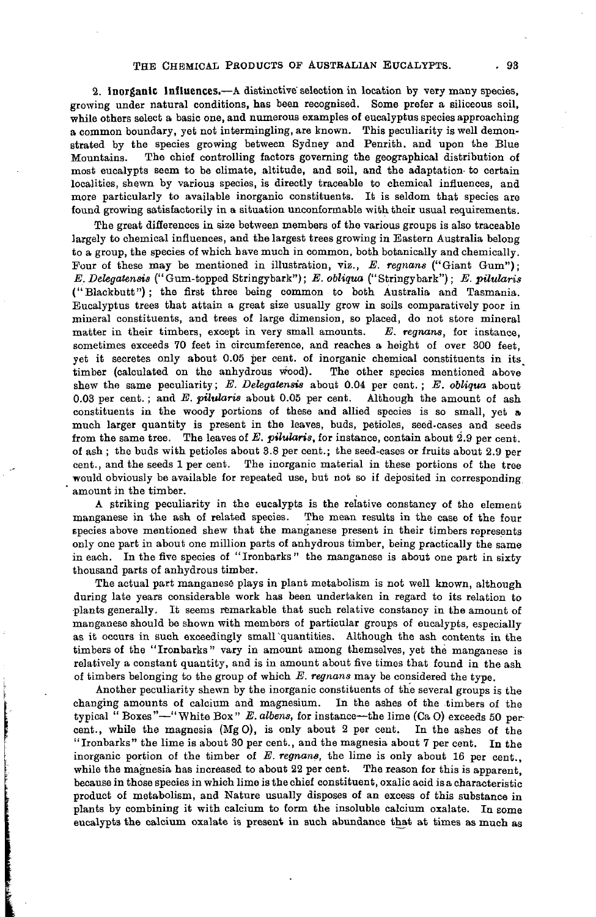2. **Inorganic Influences.**—A distinctive selection in location by very many species, growing under natural conditions, has been recognised. Some prefer a siliceous soil, while others select a basic one, and numerous examples of eucalyptus species approaching a common boundary, yet not intermingling, are known. This peculiarity is well demonstrated by the species growing between Sydney and Penrith, and upon the Blue Mountains. The chief controlling factors governing the geographical distribution of most eucalypts seem to be climate, altitude, and soil, and the adaptation to certain localities, shewn by various species, is directly traceable to chemical influences, and more particularly to available inorganic constituents. It is seldom that species are found growing satisfactorily in a situation unconformable with their usual requirements.

The great differences in size between members of the various groups is also traceable largely to chemical influences, and the largest trees growing in Eastern Australia belong to a group, the species of which have much in common, both botanically and chemically. Four of these may be mentioned in illustration, viz., *E. regnans* ("Giant Gum"); *E. Delegatensis* ("Gum-topped Stringybark"); *E. obliqua* ("Stringybark"); *E. pilularis* ("Blackbutt"); the first three being common to both Australia and Tasmania. Eucalyptus trees that attain a great size usually grow in soils comparatively poor in mineral constituents, and trees of large dimension, so placed, do not store mineral matter in their timbers, except in very small amounts. *E. regnans*, for instance, sometimes exceeds 70 feet in circumference, and reaches a height of over 300 feet, yet it secretes only about 0.05 per cent. of inorganic chemical constituents in its timber (calculated on the anhydrous wood). The other species mentioned above shew the same peculiarity; *E. Delegatensis* about 0.04 per cent.; *E. obliqua* about 0.03 per cent.; and *E. pilularis* about 0.05 per cent. Although the amount of ash constituents in the woody portions of these and allied species is so small, yet a much larger quantity is present in the leaves, buds, petioles, seed-cases and seeds from the same tree. The leaves of *E. pilularis*, for instance, contain about 2.9 per cent. of ash; the buds with petioles about 3.8 per cent.; the seed-cases or fruits about 2.9 per cent., and the seeds 1 per cent. The inorganic material in these portions of the tree would obviously be available for repeated use, but not so if deposited in corresponding amount in the timber.

A striking peculiarity in the eucalypts is the relative constancy of the element manganese in the ash of related species. The mean results in the case of the four species above mentioned shew that the manganese present in their timbers represents only one part in about one million parts of anhydrous timber, being practically the same in each. In the five species of "Ironbarks" the manganese is about one part in sixty thousand parts of anhydrous timber.

The actual part manganese plays in plant metabolism is not well known, although during late years considerable work has been undertaken in regard to its relation to plants generally. It seems remarkable that such relative constancy in the amount of manganese should be shown with members of particular groups of eucalypts, especially as it occurs in such exceedingly small quantities. Although the ash contents in the timbers of the "Ironbarks" vary in amount among themselves, yet the manganese is relatively a constant quantity, and is in amount about five times that found in the ash of timbers belonging to the group of which *E. regnans* may be considered the type.

Another peculiarity shewn by the inorganic constituents of the several groups is the changing amounts of calcium and magnesium. In the ashes of the timbers of the typical "Boxes"—"White Box" *E. albens*, for instance—the lime (Ca O) exceeds 50 per cent., while the magnesia (Mg O), is only about 2 per cent. In the ashes of the "Ironbarks" the lime is about 30 per cent., and the magnesia about 7 per cent. In the inorganic portion of the timber of *E. regnans*, the lime is only about 16 per cent., while the magnesia has increased to about 22 per cent. The reason for this is apparent, because in those species in which lime is the chief constituent, oxalic acid is a characteristic product of metabolism, and Nature usually disposes of an excess of this substance in plants by combining it with calcium to form the insoluble calcium oxalate. In some eucalypts the calcium oxalate is present in such abundance that at times as much as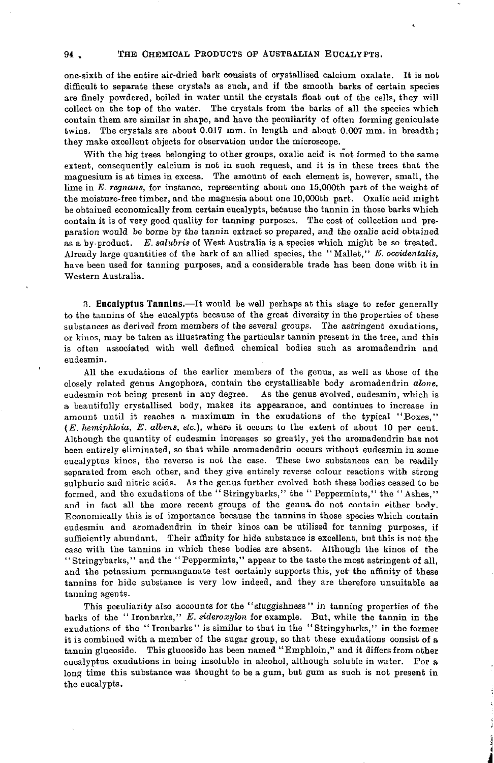one-sixth of the entire air-dried bark consists of crystallised calcium oxalate. It is not difficult to separate these crystals as such, and if the smooth barks of certain species are finely powdered, boiled in water until the crystals float out of the cells, they will collect on the top of the water. The crystals from the barks of all the species which contain them are similar in shape, and have the peculiarity of often forming geniculate twins. The crystals are about 0.017 mm. in length and about 0.007 mm. in breadth; they make excellent objects for observation under the microscope.

With the big trees belonging to other groups, oxalic acid is not formed to the same extent, consequently calcium is not in such request, and it is in these trees that the magnesium is at times in excess. The amount of each element is, however, small, the lime in *E. regnans*, for instance, representing about one 15,000th part of the weight of the moisture-free timber, and the magnesia about one 10,000th part. Oxalic acid might be obtained economically from certain eucalypts, because the tannin in those barks which contain it is of very good quality for tanning purposes. The cost of collection and preparation would be borne by the tannin extract so prepared, and the oxalic acid obtained as a by-product. *E. salubris* of West Australia is a species which might be so treated. Already large quantities of the bark of an allied species, the "Mallet," *E. occidentalis*, have been used for tanning purposes, and a considerable trade has been done with it in Western Australia.

3. **Eucalyptus Tannins.**—It would be well perhaps at this stage to refer generally to the tannins of the eucalypts because of the great diversity in the properties of these substances as derived from members of the several groups. The astringent exudations, or kinos, may be taken as illustrating the particular tannin present in the tree, and this is often associated with well defined chemical bodies such as aromadendrin and eudesmin.

All the exudations of the earlier members of the genus, as well as those of the closely related genus Angophora, contain the crystallisable body aromadendrin *alone*, eudesmin not being present in any degree. As the genus evolved, eudesmin, which is a beautifully crystallised body, makes its appearance, and continues to increase in amount until it reaches a maximum in the exudations of the typical "Boxes," (*E. hemiphloia*, *E. albens*, *etc.*), where it occurs to the extent of about 10 per cent. Although the quantity of eudesmin increases so greatly, yet the aromadendrin has not been entirely eliminated, so that while aromadendrin occurs without eudesmin in some eucalyptus kinos, the reverse is not the case. These two substances can be readily separated from each other, and they give entirely reverse colour reactions with strong sulphuric and nitric acids. As the genus further evolved both these bodies ceased to be formed, and the exudations of the "Stringybarks," the "Peppermints," the "Ashes," and in fact all the more recent groups of the genus do not contain either body. Economically this is of importance because the tannins in those species which contain eudesmin and aromadendrin in their kinos can be utilised for tanning purposes, if sufficiently abundant. Their affinity for hide substance is excellent, but this is not the case with the tannins in which these bodies are absent. Although the kinos of the "Stringybarks," and the "Peppermints," appear to the taste the most astringent of all, and the potassium permanganate test certainly supports this, yet the affinity of these tannins for hide substance is very low indeed, and they are therefore unsuitable as tanning agents.

This peculiarity also accounts for the "sluggishness" in tanning properties of the barks of the "Ironbarks," *E. sideroxylon* for example. But, while the tannin in the exudations of the "Ironbarks" is similar to that in the "Stringybarks," in the former it is combined with a member of the sugar group, so that these exudations consist of a tannin glucoside. This glucoside has been named "Emphloin," and it differs from other eucalyptus exudations in being insoluble in alcohol, although soluble in water. For a long time this substance was thought to be a gum, but gum as such is not present in the eucalypts.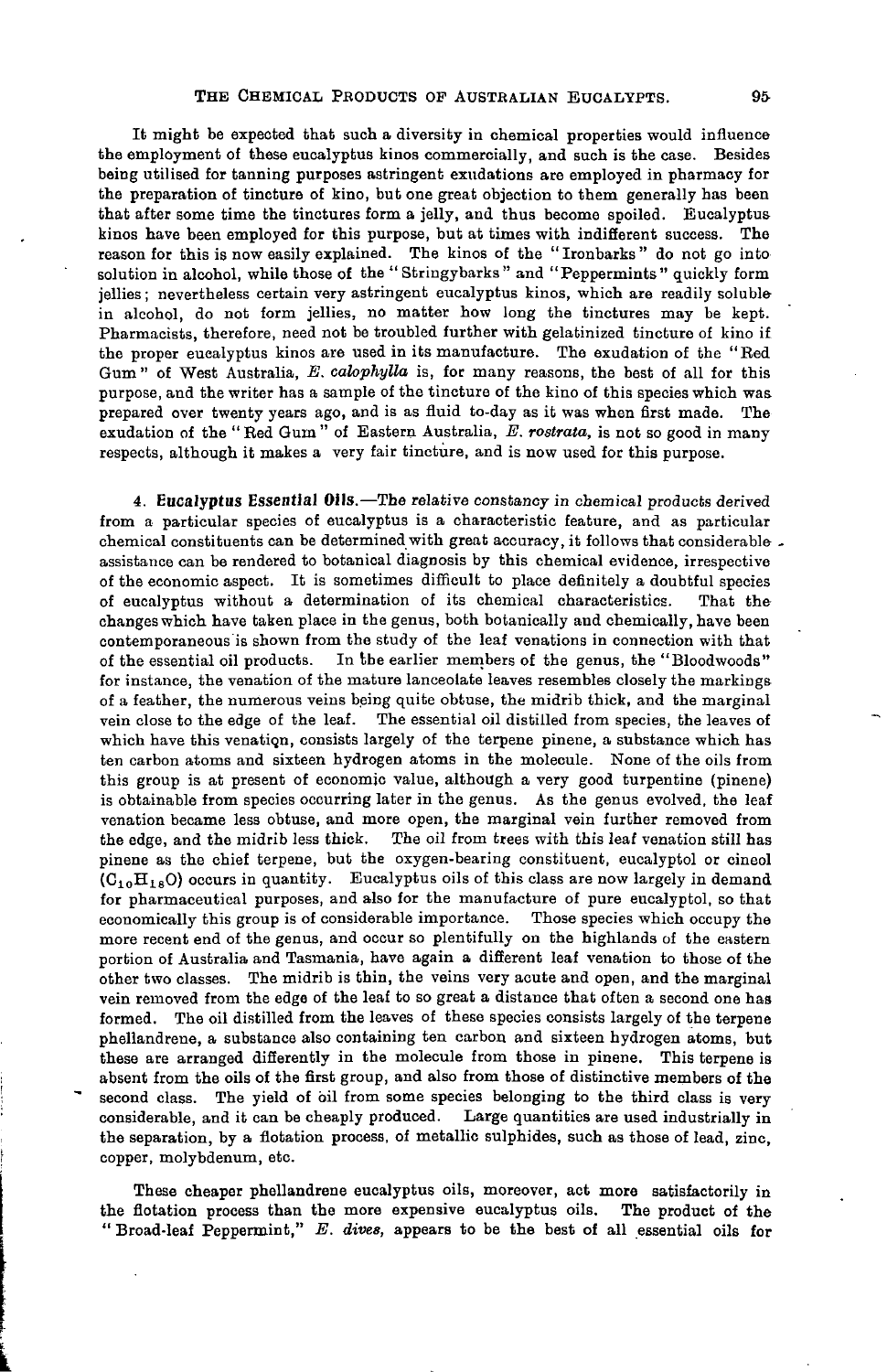It might be expected that such a diversity in chemical properties would influence the employment of these eucalyptus kinos commercially, and such is the case. Besides being utilised for tanning purposes astringent exudations are employed in pharmacy for the preparation of tincture of kino, but one great objection to them generally has been that after some time the tinctures form a jelly, and thus become spoiled. Eucalyptus kinos have been employed for this purpose, but at times with indifferent success. The reason for this is now easily explained. The kinos of the "Ironbarks" do not go into solution in alcohol, while those of the "Stringybarks" and "Peppermints" quickly form jellies; nevertheless certain very astringent eucalyptus kinos, which are readily soluble in alcohol, do not form jellies, no matter how long the tinctures may be kept. Pharmacists, therefore, need not be troubled further with gelatinized tincture of kino if the proper eucalyptus kinos are used in its manufacture. The exudation of the "Red Gum" of West Australia, *E. calophylla* is, for many reasons, the best of all for this purpose, and the writer has a sample of the tincture of the kino of this species which was prepared over twenty years ago, and is as fluid to-day as it was when first made. The exudation of the "Red Gum" of Eastern Australia, *E. rostrata*, is not so good in many respects, although it makes a very fair tincture, and is now used for this purpose.

4. **Eucalyptus Essential Oils.**—The relative constancy in chemical products derived from a particular species of eucalyptus is a characteristic feature, and as particular chemical constituents can be determined with great accuracy, it follows that considerable assistance can be rendered to botanical diagnosis by this chemical evidence, irrespective of the economic aspect. It is sometimes difficult to place definitely a doubtful species of eucalyptus without a determination of its chemical characteristics. That the changes which have taken place in the genus, both botanically and chemically, have been contemporaneous is shown from the study of the leaf venations in connection with that of the essential oil products. In the earlier members of the genus, the "Bloodwoods" for instance, the venation of the mature lanceolate leaves resembles closely the markings of a feather, the numerous veins being quite obtuse, the midrib thick, and the marginal vein close to the edge of the leaf. The essential oil distilled from species, the leaves of which have this venation, consists largely of the terpene pinene, a substance which has ten carbon atoms and sixteen hydrogen atoms in the molecule. None of the oils from this group is at present of economic value, although a very good turpentine (pinene) is obtainable from species occurring later in the genus. As the genus evolved, the leaf venation became less obtuse, and more open, the marginal vein further removed from the edge, and the midrib less thick. The oil from trees with this leaf venation still has pinene as the chief terpene, but the oxygen-bearing constituent, eucalyptol or cineol ($C_{10}H_{18}O$) occurs in quantity. Eucalyptus oils of this class are now largely in demand for pharmaceutical purposes, and also for the manufacture of pure eucalyptol, so that economically this group is of considerable importance. Those species which occupy the more recent end of the genus, and occur so plentifully on the highlands of the eastern portion of Australia and Tasmania, have again a different leaf venation to those of the other two classes. The midrib is thin, the veins very acute and open, and the marginal vein removed from the edge of the leaf to so great a distance that often a second one has formed. The oil distilled from the leaves of these species consists largely of the terpene phellandrene, a substance also containing ten carbon and sixteen hydrogen atoms, but these are arranged differently in the molecule from those in pinene. This terpene is absent from the oils of the first group, and also from those of distinctive members of the second class. The yield of oil from some species belonging to the third class is very considerable, and it can be cheaply produced. Large quantities are used industrially in the separation, by a flotation process, of metallic sulphides, such as those of lead, zinc, copper, molybdenum, etc.

These cheaper phellandrene eucalyptus oils, moreover, act more satisfactorily in the flotation process than the more expensive eucalyptus oils. The product of the "Broad-leaf Peppermint," *E. dives*, appears to be the best of all essential oils for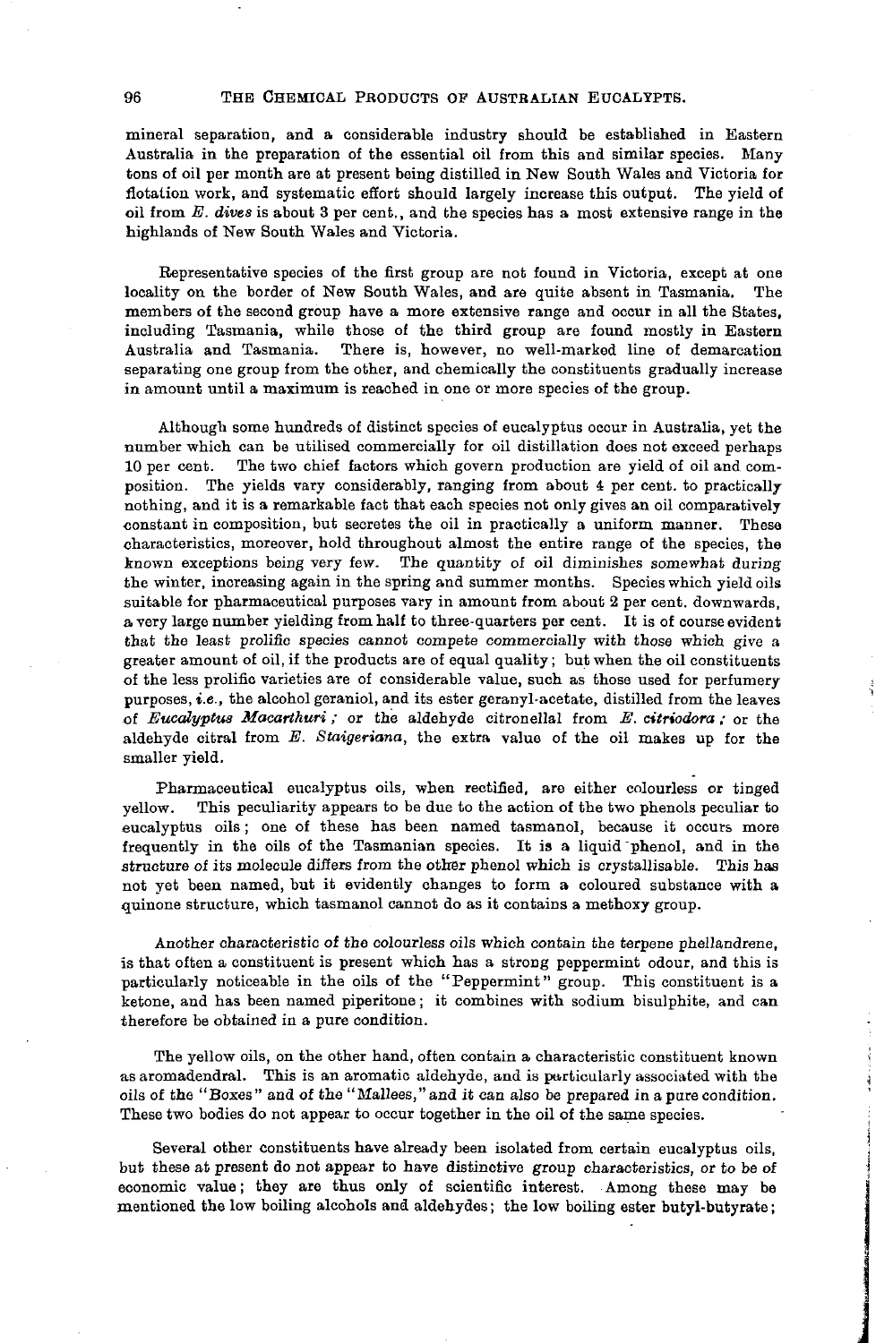mineral separation, and a considerable industry should be established in Eastern Australia in the preparation of the essential oil from this and similar species. Many tons of oil per month are at present being distilled in New South Wales and Victoria for flotation work, and systematic effort should largely increase this output. The yield of oil from *E. dives* is about 3 per cent., and the species has a most extensive range in the highlands of New South Wales and Victoria.

Representative species of the first group are not found in Victoria, except at one locality on the border of New South Wales, and are quite absent in Tasmania. The members of the second group have a more extensive range and occur in all the States, including Tasmania, while those of the third group are found mostly in Eastern Australia and Tasmania. There is, however, no well-marked line of demarcation separating one group from the other, and chemically the constituents gradually increase in amount until a maximum is reached in one or more species of the group.

Although some hundreds of distinct species of eucalyptus occur in Australia, yet the number which can be utilised commercially for oil distillation does not exceed perhaps 10 per cent. The two chief factors which govern production are yield of oil and composition. The yields vary considerably, ranging from about 4 per cent. to practically nothing, and it is a remarkable fact that each species not only gives an oil comparatively constant in composition, but secretes the oil in practically a uniform manner. These characteristics, moreover, hold throughout almost the entire range of the species, the known exceptions being very few. The quantity of oil diminishes somewhat during the winter, increasing again in the spring and summer months. Species which yield oils suitable for pharmaceutical purposes vary in amount from about 2 per cent. downwards, a very large number yielding from half to three-quarters per cent. It is of course evident that the least prolific species cannot compete commercially with those which give a greater amount of oil, if the products are of equal quality; but when the oil constituents of the less prolific varieties are of considerable value, such as those used for perfumery purposes, *i.e.*, the alcohol geraniol, and its ester geranyl-acetate, distilled from the leaves of *Eucalyptus Macarthuri;* or the aldehyde citronellal from *E. citriodora;* or the aldehyde citral from *E. Staigeriana*, the extra value of the oil makes up for the smaller yield.

Pharmaceutical eucalyptus oils, when rectified, are either colourless or tinged yellow. This peculiarity appears to be due to the action of the two phenols peculiar to eucalyptus oils; one of these has been named tasmanol, because it occurs more frequently in the oils of the Tasmanian species. It is a liquid phenol, and in the structure of its molecule differs from the other phenol which is crystallisable. This has not yet been named, but it evidently changes to form a coloured substance with a quinone structure, which tasmanol cannot do as it contains a methoxy group.

Another characteristic of the colourless oils which contain the terpene phellandrene, is that often a constituent is present which has a strong peppermint odour, and this is particularly noticeable in the oils of the "Peppermint" group. This constituent is a ketone, and has been named piperitone; it combines with sodium bisulphite, and can therefore be obtained in a pure condition.

The yellow oils, on the other hand, often contain a characteristic constituent known as aromadendral. This is an aromatic aldehyde, and is particularly associated with the oils of the "Boxes" and of the "Mallees," and it can also be prepared in a pure condition. These two bodies do not appear to occur together in the oil of the same species.

Several other constituents have already been isolated from certain eucalyptus oils, but these at present do not appear to have distinctive group characteristics, or to be of economic value; they are thus only of scientific interest. Among these may be mentioned the low boiling alcohols and aldehydes; the low boiling ester butyl-butyrate;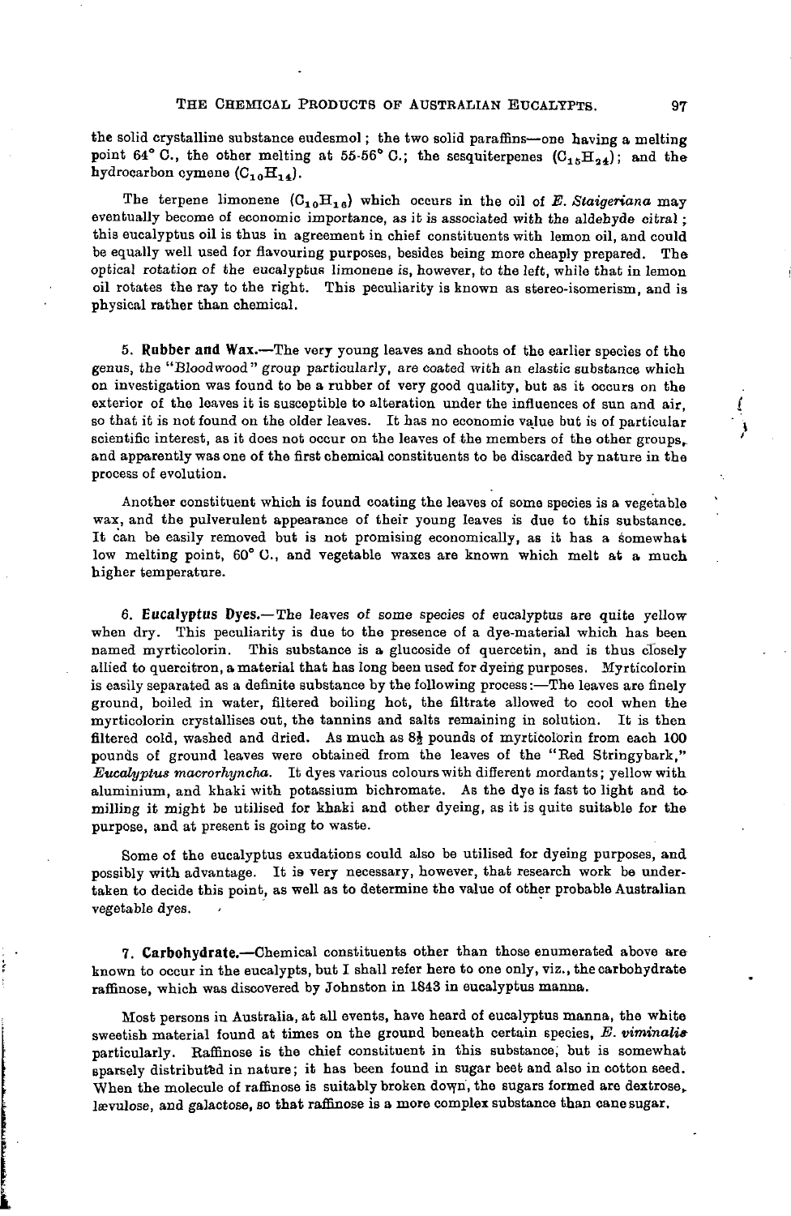the solid crystalline substance eudesmol; the two solid paraffins—one having a melting point 64° C., the other melting at 55-56° C.; the sesquiterpenes ($C_{15}H_{24}$); and the hydrocarbon cymene ($C_{10}H_{14}$).

The terpene limonene ($C_{10}H_{16}$) which occurs in the oil of *E. Staigeriana* may eventually become of economic importance, as it is associated with the aldehyde citral; this eucalyptus oil is thus in agreement in chief constituents with lemon oil, and could be equally well used for flavouring purposes, besides being more cheaply prepared. The optical rotation of the eucalyptus limonene is, however, to the left, while that in lemon oil rotates the ray to the right. This peculiarity is known as stereo-isomerism, and is physical rather than chemical.

5. **Rubber and Wax.**—The very young leaves and shoots of the earlier species of the genus, the "Bloodwood" group particularly, are coated with an elastic substance which on investigation was found to be a rubber of very good quality, but as it occurs on the exterior of the leaves it is susceptible to alteration under the influences of sun and air, so that it is not found on the older leaves. It has no economic value but is of particular scientific interest, as it does not occur on the leaves of the members of the other groups, and apparently was one of the first chemical constituents to be discarded by nature in the process of evolution.

Another constituent which is found coating the leaves of some species is a vegetable wax, and the pulverulent appearance of their young leaves is due to this substance. It can be easily removed but is not promising economically, as it has a somewhat low melting point, 60° C., and vegetable waxes are known which melt at a much higher temperature.

6. **Eucalyptus Dyes.**—The leaves of some species of eucalyptus are quite yellow when dry. This peculiarity is due to the presence of a dye-material which has been named myrticolorin. This substance is a glucoside of quercetin, and is thus closely allied to quercitron, a material that has long been used for dyeing purposes. Myrticolorin is easily separated as a definite substance by the following process:—The leaves are finely ground, boiled in water, filtered boiling hot, the filtrate allowed to cool when the myrticolorin crystallises out, the tannins and salts remaining in solution. It is then filtered cold, washed and dried. As much as 8½ pounds of myrticolorin from each 100 pounds of ground leaves were obtained from the leaves of the "Red Stringybark," *Eucalyptus macrorhyncha*. It dyes various colours with different mordants; yellow with aluminium, and khaki with potassium bichromate. As the dye is fast to light and to milling it might be utilised for khaki and other dyeing, as it is quite suitable for the purpose, and at present is going to waste.

Some of the eucalyptus exudations could also be utilised for dyeing purposes, and possibly with advantage. It is very necessary, however, that research work be undertaken to decide this point, as well as to determine the value of other probable Australian vegetable dyes.

7. **Carbohydrate.**—Chemical constituents other than those enumerated above are known to occur in the eucalypts, but I shall refer here to one only, viz., the carbohydrate raffinose, which was discovered by Johnston in 1843 in eucalyptus manna.

Most persons in Australia, at all events, have heard of eucalyptus manna, the white sweetish material found at times on the ground beneath certain species, *E. viminalis* particularly. Raffinose is the chief constituent in this substance, but is somewhat sparsely distributed in nature; it has been found in sugar beet and also in cotton seed. When the molecule of raffinose is suitably broken down, the sugars formed are dextrose, lævulose, and galactose, so that raffinose is a more complex substance than cane sugar.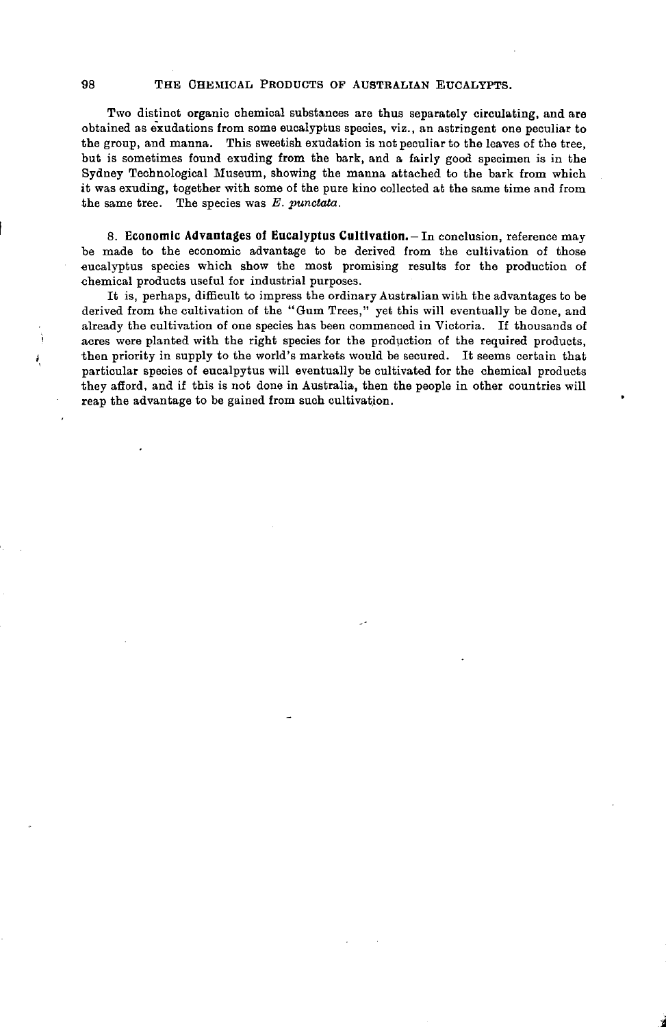Two distinct organic chemical substances are thus separately circulating, and are obtained as exudations from some eucalyptus species, viz., an astringent one peculiar to the group, and manna. This sweetish exudation is not peculiar to the leaves of the tree, but is sometimes found exuding from the bark, and a fairly good specimen is in the Sydney Technological Museum, showing the manna attached to the bark from which it was exuding, together with some of the pure kino collected at the same time and from the same tree. The species was *E. punctata*.

8. **Economic Advantages of Eucalyptus Cultivation.**—In conclusion, reference may be made to the economic advantage to be derived from the cultivation of those eucalyptus species which show the most promising results for the production of chemical products useful for industrial purposes.

It is, perhaps, difficult to impress the ordinary Australian with the advantages to be derived from the cultivation of the "Gum Trees," yet this will eventually be done, and already the cultivation of one species has been commenced in Victoria. If thousands of acres were planted with the right species for the production of the required products, then priority in supply to the world's markets would be secured. It seems certain that particular species of eucalpytus will eventually be cultivated for the chemical products they afford, and if this is not done in Australia, then the people in other countries will reap the advantage to be gained from such cultivation.